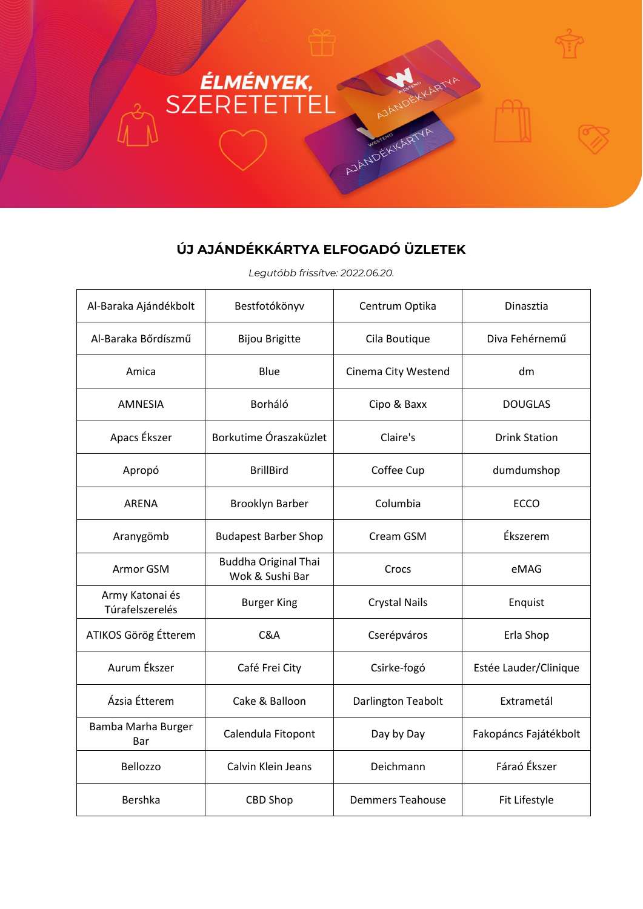ÉLMÉNYEK, SZERETETTEL

## ÚJ AJÁNDÉKKÁRTYA ELFOGADÓ ÜZLETEK

*Legutóbb frissítve: 2022.06.20.*

| | | | |
|---|---|---|---|
| Al-Baraka Ajándékbolt | Bestfotókönyv | Centrum Optika | Dinasztia |
| Al-Baraka Bőrdíszmű | Bijou Brigitte | Cila Boutique | Diva Fehérnemű |
| Amica | Blue | Cinema City Westend | dm |
| AMNESIA | Borháló | Cipo & Baxx | DOUGLAS |
| Apacs Ékszer | Borkutime Óraszaküzlet | Claire's | Drink Station |
| Apropó | BrillBird | Coffee Cup | dumdumshop |
| ARENA | Brooklyn Barber | Columbia | ECCO |
| Aranygömb | Budapest Barber Shop | Cream GSM | Ékszerem |
| Armor GSM | Buddha Original Thai Wok & Sushi Bar | Crocs | eMAG |
| Army Katonai és Túrafelszerelés | Burger King | Crystal Nails | Enquist |
| ATIKOS Görög Étterem | C&A | Cserépváros | Erla Shop |
| Aurum Ékszer | Café Frei City | Csirke-fogó | Estée Lauder/Clinique |
| Ázsia Étterem | Cake & Balloon | Darlington Teabolt | Extrametál |
| Bamba Marha Burger Bar | Calendula Fitopont | Day by Day | Fakopáncs Fajátékbolt |
| Bellozzo | Calvin Klein Jeans | Deichmann | Fáraó Ékszer |
| Bershka | CBD Shop | Demmers Teahouse | Fit Lifestyle |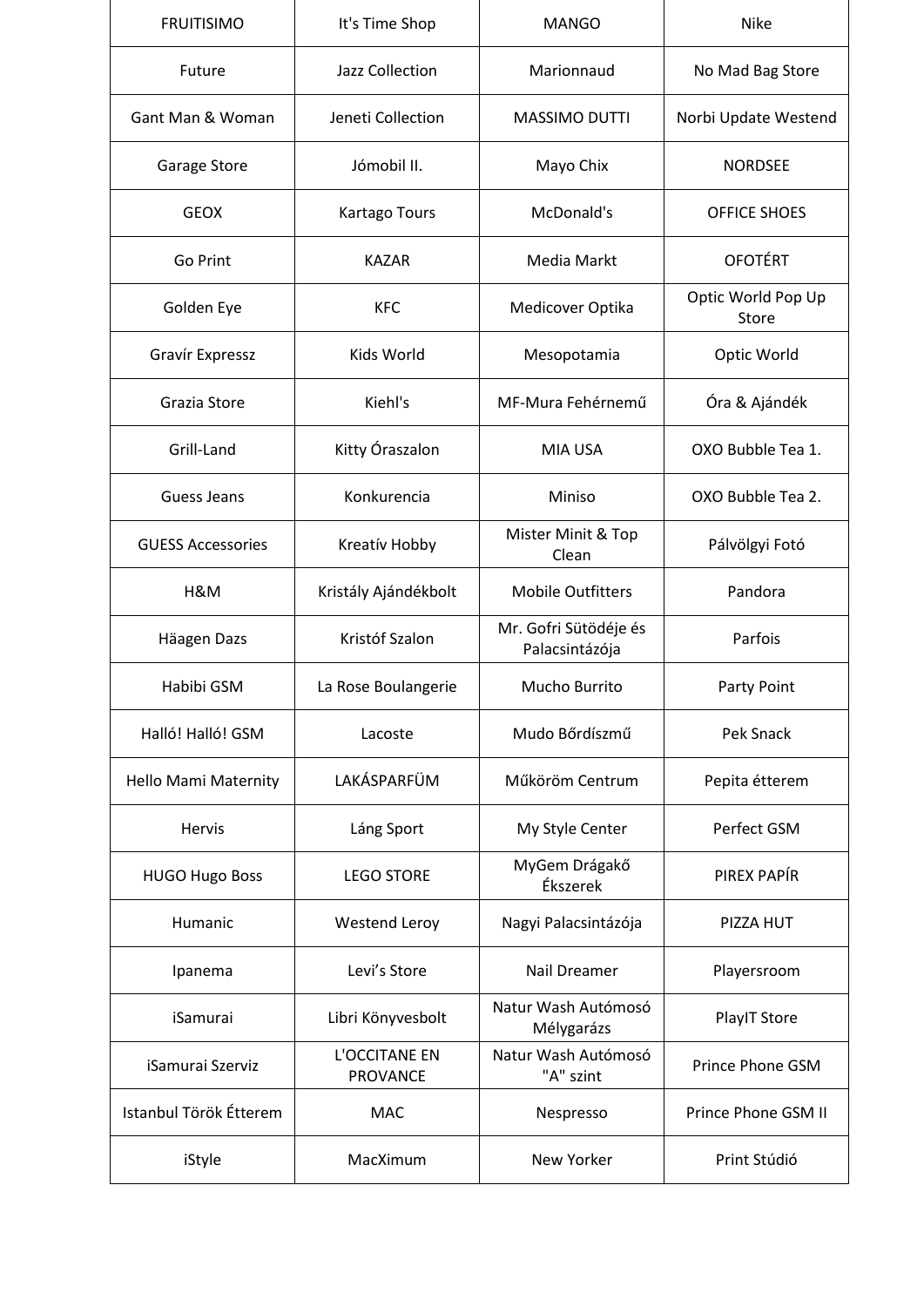| FRUITISIMO | It's Time Shop | MANGO | Nike |
|---|---|---|---|
| Future | Jazz Collection | Marionnaud | No Mad Bag Store |
| Gant Man & Woman | Jeneti Collection | MASSIMO DUTTI | Norbi Update Westend |
| Garage Store | Jómobil II. | Mayo Chix | NORDSEE |
| GEOX | Kartago Tours | McDonald's | OFFICE SHOES |
| Go Print | KAZAR | Media Markt | OFOTÉRT |
| Golden Eye | KFC | Medicover Optika | Optic World Pop Up Store |
| Gravír Expressz | Kids World | Mesopotamia | Optic World |
| Grazia Store | Kiehl's | MF-Mura Fehérnemű | Óra & Ajándék |
| Grill-Land | Kitty Óraszalon | MIA USA | OXO Bubble Tea 1. |
| Guess Jeans | Konkurencia | Miniso | OXO Bubble Tea 2. |
| GUESS Accessories | Kreatív Hobby | Mister Minit & Top Clean | Pálvölgyi Fotó |
| H&M | Kristály Ajándékbolt | Mobile Outfitters | Pandora |
| Häagen Dazs | Kristóf Szalon | Mr. Gofri Sütödéje és Palacsintázója | Parfois |
| Habibi GSM | La Rose Boulangerie | Mucho Burrito | Party Point |
| Halló! Halló! GSM | Lacoste | Mudo Bőrdíszmű | Pek Snack |
| Hello Mami Maternity | LAKÁSPARFÜM | Műköröm Centrum | Pepita étterem |
| Hervis | Láng Sport | My Style Center | Perfect GSM |
| HUGO Hugo Boss | LEGO STORE | MyGem Drágakő Ékszerek | PIREX PAPÍR |
| Humanic | Westend Leroy | Nagyi Palacsintázója | PIZZA HUT |
| Ipanema | Levi's Store | Nail Dreamer | Playersroom |
| iSamurai | Libri Könyvesbolt | Natur Wash Autómosó Mélygarázs | PlayIT Store |
| iSamurai Szerviz | L'OCCITANE EN PROVANCE | Natur Wash Autómosó "A" szint | Prince Phone GSM |
| Istanbul Török Étterem | MAC | Nespresso | Prince Phone GSM II |
| iStyle | MacXimum | New Yorker | Print Stúdió |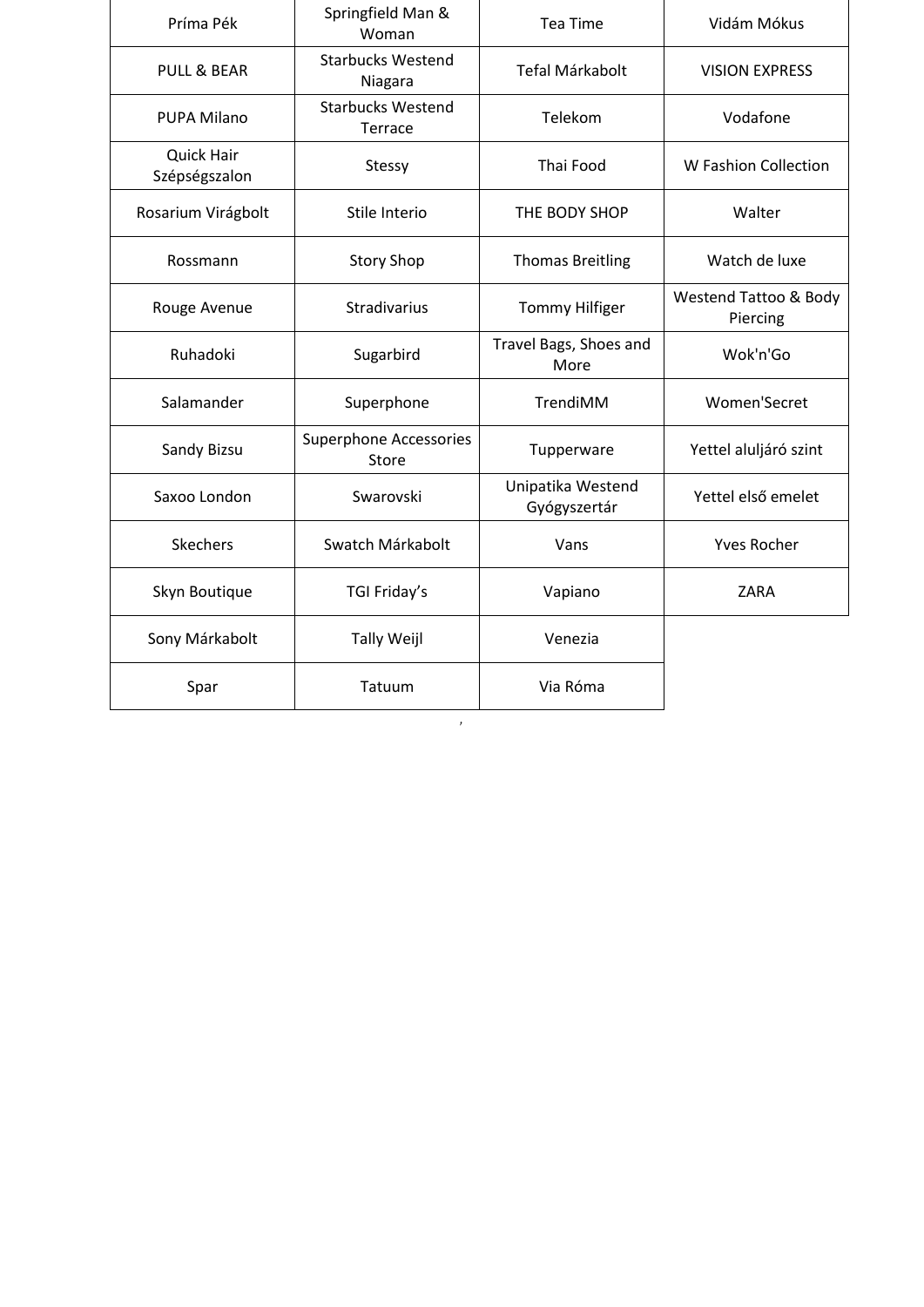| | | | |
|---|---|---|---|
| Príma Pék | Springfield Man & Woman | Tea Time | Vidám Mókus |
| PULL & BEAR | Starbucks Westend Niagara | Tefal Márkabolt | VISION EXPRESS |
| PUPA Milano | Starbucks Westend Terrace | Telekom | Vodafone |
| Quick Hair Szépségszalon | Stessy | Thai Food | W Fashion Collection |
| Rosarium Virágbolt | Stile Interio | THE BODY SHOP | Walter |
| Rossmann | Story Shop | Thomas Breitling | Watch de luxe |
| Rouge Avenue | Stradivarius | Tommy Hilfiger | Westend Tattoo & Body Piercing |
| Ruhadoki | Sugarbird | Travel Bags, Shoes and More | Wok'n'Go |
| Salamander | Superphone | TrendiMM | Women'Secret |
| Sandy Bizsu | Superphone Accessories Store | Tupperware | Yettel aluljáró szint |
| Saxoo London | Swarovski | Unipatika Westend Gyógyszertár | Yettel első emelet |
| Skechers | Swatch Márkabolt | Vans | Yves Rocher |
| Skyn Boutique | TGI Friday's | Vapiano | ZARA |
| Sony Márkabolt | Tally Weijl | Venezia | |
| Spar | Tatuum | Via Róma | |